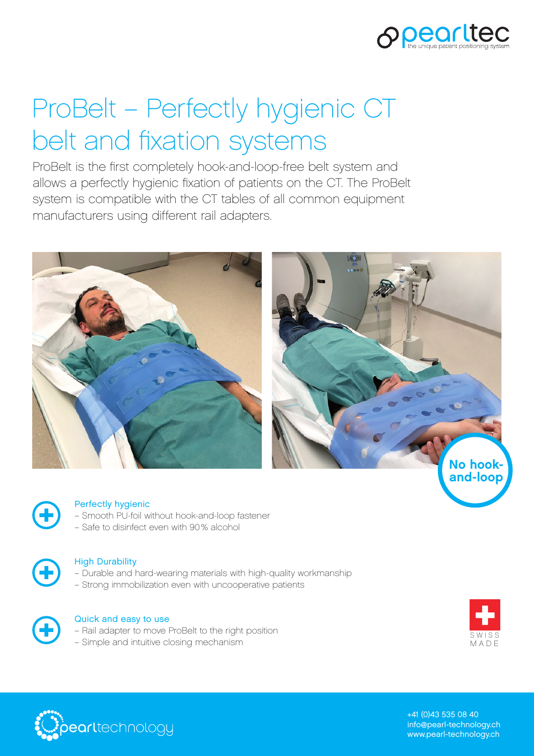# ProBelt – Perfectly hygienic CT belt and fixation systems

ProBelt is the first completely hook-and-loop-free belt system and allows a perfectly hygienic fixation of patients on the CT. The ProBelt system is compatible with the CT tables of all common equipment manufacturers using different rail adapters.

**No hook-and-loop**

### Perfectly hygienic

- Smooth PU-foil without hook-and-loop fastener
- Safe to disinfect even with 90% alcohol

### High Durability

- Durable and hard-wearing materials with high-quality workmanship
- Strong immobilization even with uncooperative patients

### Quick and easy to use

- Rail adapter to move ProBelt to the right position
- Simple and intuitive closing mechanism

SWISS MADE

pearltechnology

+41 (0)43 535 08 40
info@pearl-technology.ch
www.pearl-technology.ch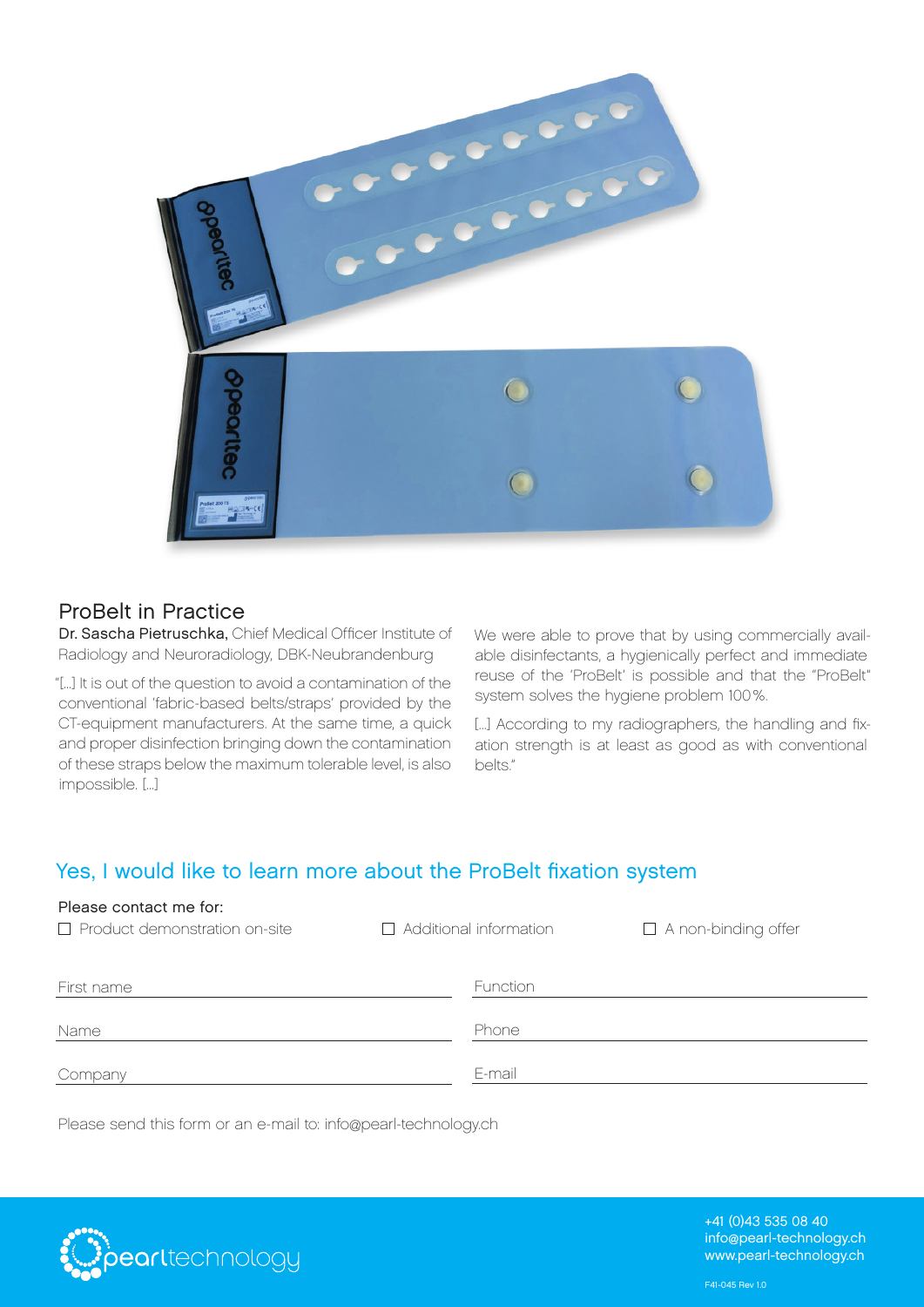## ProBelt in Practice

**Dr. Sascha Pietruschka,** Chief Medical Officer Institute of Radiology and Neuroradiology, DBK-Neubrandenburg

"[...] It is out of the question to avoid a contamination of the conventional 'fabric-based belts/straps' provided by the CT-equipment manufacturers. At the same time, a quick and proper disinfection bringing down the contamination of these straps below the maximum tolerable level, is also impossible. [...]

We were able to prove that by using commercially available disinfectants, a hygienically perfect and immediate reuse of the 'ProBelt' is possible and that the "ProBelt" system solves the hygiene problem 100%.

[...] According to my radiographers, the handling and fixation strength is at least as good as with conventional belts."

## Yes, I would like to learn more about the ProBelt fixation system

Please contact me for:

- ☐ Product demonstration on-site
- ☐ Additional information
- ☐ A non-binding offer

First name ____________________

Function ____________________

Name ____________________

Phone ____________________

Company ____________________

E-mail ____________________

Please send this form or an e-mail to: info@pearl-technology.ch

pearltechnology

+41 (0)43 535 08 40
info@pearl-technology.ch
www.pearl-technology.ch

F41-045 Rev 1.0